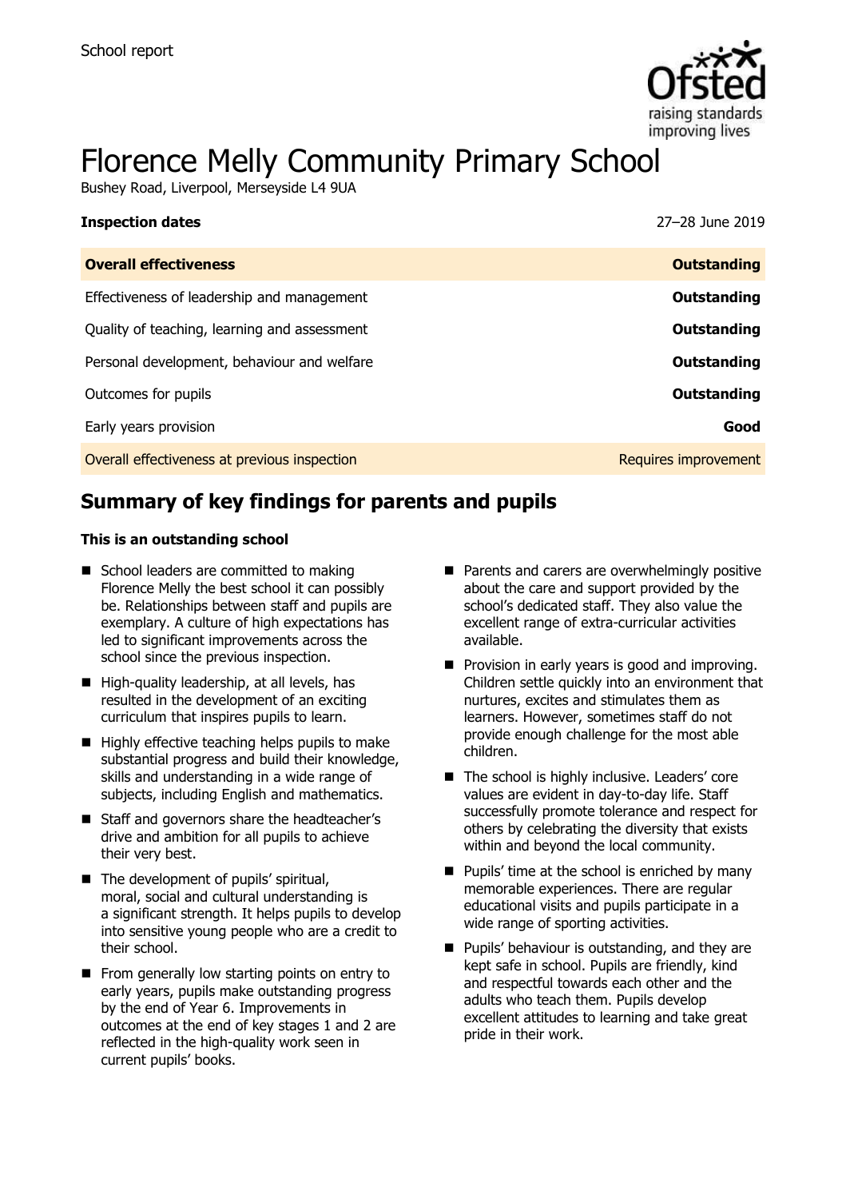School report

# Florence Melly Community Primary School

Bushey Road, Liverpool, Merseyside L4 9UA

| **Inspection dates** | 27–28 June 2019 |
|---|---|
| **Overall effectiveness** | **Outstanding** |
| Effectiveness of leadership and management | **Outstanding** |
| Quality of teaching, learning and assessment | **Outstanding** |
| Personal development, behaviour and welfare | **Outstanding** |
| Outcomes for pupils | **Outstanding** |
| Early years provision | **Good** |
| Overall effectiveness at previous inspection | Requires improvement |

## Summary of key findings for parents and pupils

**This is an outstanding school**

- School leaders are committed to making Florence Melly the best school it can possibly be. Relationships between staff and pupils are exemplary. A culture of high expectations has led to significant improvements across the school since the previous inspection.
- High-quality leadership, at all levels, has resulted in the development of an exciting curriculum that inspires pupils to learn.
- Highly effective teaching helps pupils to make substantial progress and build their knowledge, skills and understanding in a wide range of subjects, including English and mathematics.
- Staff and governors share the headteacher's drive and ambition for all pupils to achieve their very best.
- The development of pupils' spiritual, moral, social and cultural understanding is a significant strength. It helps pupils to develop into sensitive young people who are a credit to their school.
- From generally low starting points on entry to early years, pupils make outstanding progress by the end of Year 6. Improvements in outcomes at the end of key stages 1 and 2 are reflected in the high-quality work seen in current pupils' books.
- Parents and carers are overwhelmingly positive about the care and support provided by the school's dedicated staff. They also value the excellent range of extra-curricular activities available.
- Provision in early years is good and improving. Children settle quickly into an environment that nurtures, excites and stimulates them as learners. However, sometimes staff do not provide enough challenge for the most able children.
- The school is highly inclusive. Leaders' core values are evident in day-to-day life. Staff successfully promote tolerance and respect for others by celebrating the diversity that exists within and beyond the local community.
- Pupils' time at the school is enriched by many memorable experiences. There are regular educational visits and pupils participate in a wide range of sporting activities.
- Pupils' behaviour is outstanding, and they are kept safe in school. Pupils are friendly, kind and respectful towards each other and the adults who teach them. Pupils develop excellent attitudes to learning and take great pride in their work.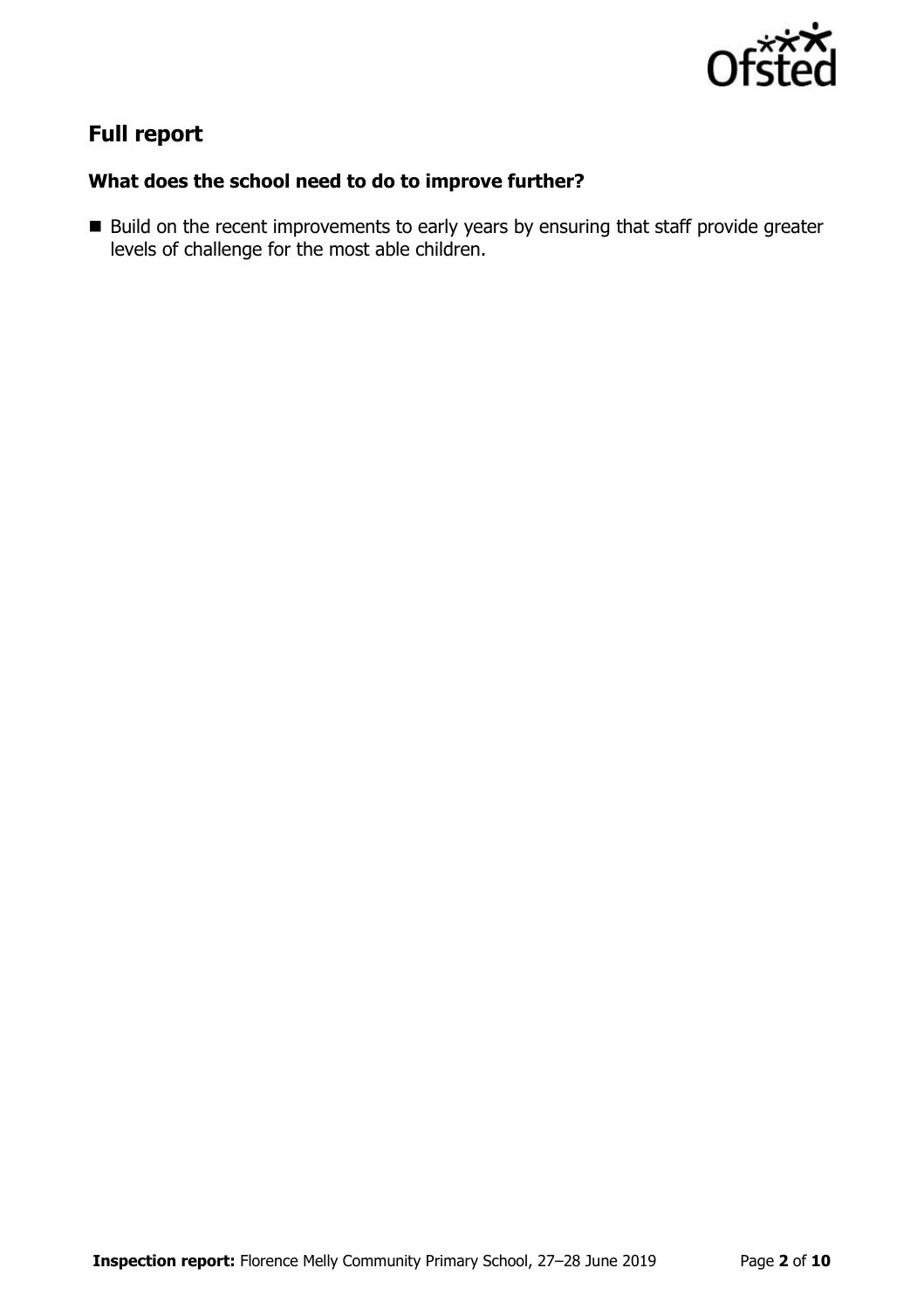## Full report

### What does the school need to do to improve further?

- Build on the recent improvements to early years by ensuring that staff provide greater levels of challenge for the most able children.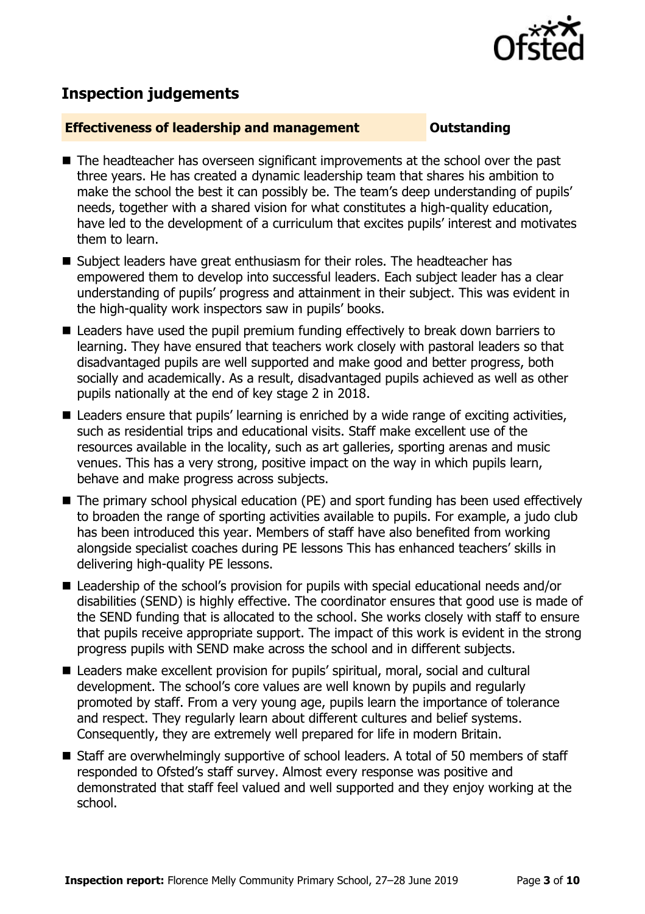## Inspection judgements

### Effectiveness of leadership and management — Outstanding

- The headteacher has overseen significant improvements at the school over the past three years. He has created a dynamic leadership team that shares his ambition to make the school the best it can possibly be. The team's deep understanding of pupils' needs, together with a shared vision for what constitutes a high-quality education, have led to the development of a curriculum that excites pupils' interest and motivates them to learn.
- Subject leaders have great enthusiasm for their roles. The headteacher has empowered them to develop into successful leaders. Each subject leader has a clear understanding of pupils' progress and attainment in their subject. This was evident in the high-quality work inspectors saw in pupils' books.
- Leaders have used the pupil premium funding effectively to break down barriers to learning. They have ensured that teachers work closely with pastoral leaders so that disadvantaged pupils are well supported and make good and better progress, both socially and academically. As a result, disadvantaged pupils achieved as well as other pupils nationally at the end of key stage 2 in 2018.
- Leaders ensure that pupils' learning is enriched by a wide range of exciting activities, such as residential trips and educational visits. Staff make excellent use of the resources available in the locality, such as art galleries, sporting arenas and music venues. This has a very strong, positive impact on the way in which pupils learn, behave and make progress across subjects.
- The primary school physical education (PE) and sport funding has been used effectively to broaden the range of sporting activities available to pupils. For example, a judo club has been introduced this year. Members of staff have also benefited from working alongside specialist coaches during PE lessons This has enhanced teachers' skills in delivering high-quality PE lessons.
- Leadership of the school's provision for pupils with special educational needs and/or disabilities (SEND) is highly effective. The coordinator ensures that good use is made of the SEND funding that is allocated to the school. She works closely with staff to ensure that pupils receive appropriate support. The impact of this work is evident in the strong progress pupils with SEND make across the school and in different subjects.
- Leaders make excellent provision for pupils' spiritual, moral, social and cultural development. The school's core values are well known by pupils and regularly promoted by staff. From a very young age, pupils learn the importance of tolerance and respect. They regularly learn about different cultures and belief systems. Consequently, they are extremely well prepared for life in modern Britain.
- Staff are overwhelmingly supportive of school leaders. A total of 50 members of staff responded to Ofsted's staff survey. Almost every response was positive and demonstrated that staff feel valued and well supported and they enjoy working at the school.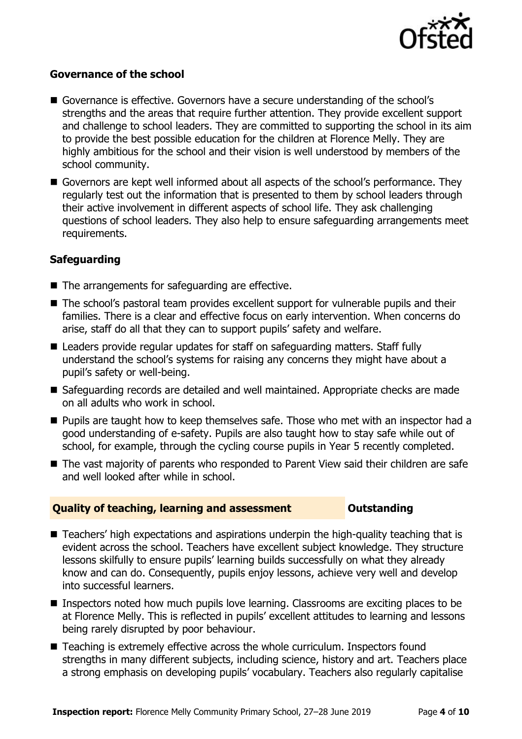### Governance of the school

- Governance is effective. Governors have a secure understanding of the school's strengths and the areas that require further attention. They provide excellent support and challenge to school leaders. They are committed to supporting the school in its aim to provide the best possible education for the children at Florence Melly. They are highly ambitious for the school and their vision is well understood by members of the school community.
- Governors are kept well informed about all aspects of the school's performance. They regularly test out the information that is presented to them by school leaders through their active involvement in different aspects of school life. They ask challenging questions of school leaders. They also help to ensure safeguarding arrangements meet requirements.

### Safeguarding

- The arrangements for safeguarding are effective.
- The school's pastoral team provides excellent support for vulnerable pupils and their families. There is a clear and effective focus on early intervention. When concerns do arise, staff do all that they can to support pupils' safety and welfare.
- Leaders provide regular updates for staff on safeguarding matters. Staff fully understand the school's systems for raising any concerns they might have about a pupil's safety or well-being.
- Safeguarding records are detailed and well maintained. Appropriate checks are made on all adults who work in school.
- Pupils are taught how to keep themselves safe. Those who met with an inspector had a good understanding of e-safety. Pupils are also taught how to stay safe while out of school, for example, through the cycling course pupils in Year 5 recently completed.
- The vast majority of parents who responded to Parent View said their children are safe and well looked after while in school.

## Quality of teaching, learning and assessment — Outstanding

- Teachers' high expectations and aspirations underpin the high-quality teaching that is evident across the school. Teachers have excellent subject knowledge. They structure lessons skilfully to ensure pupils' learning builds successfully on what they already know and can do. Consequently, pupils enjoy lessons, achieve very well and develop into successful learners.
- Inspectors noted how much pupils love learning. Classrooms are exciting places to be at Florence Melly. This is reflected in pupils' excellent attitudes to learning and lessons being rarely disrupted by poor behaviour.
- Teaching is extremely effective across the whole curriculum. Inspectors found strengths in many different subjects, including science, history and art. Teachers place a strong emphasis on developing pupils' vocabulary. Teachers also regularly capitalise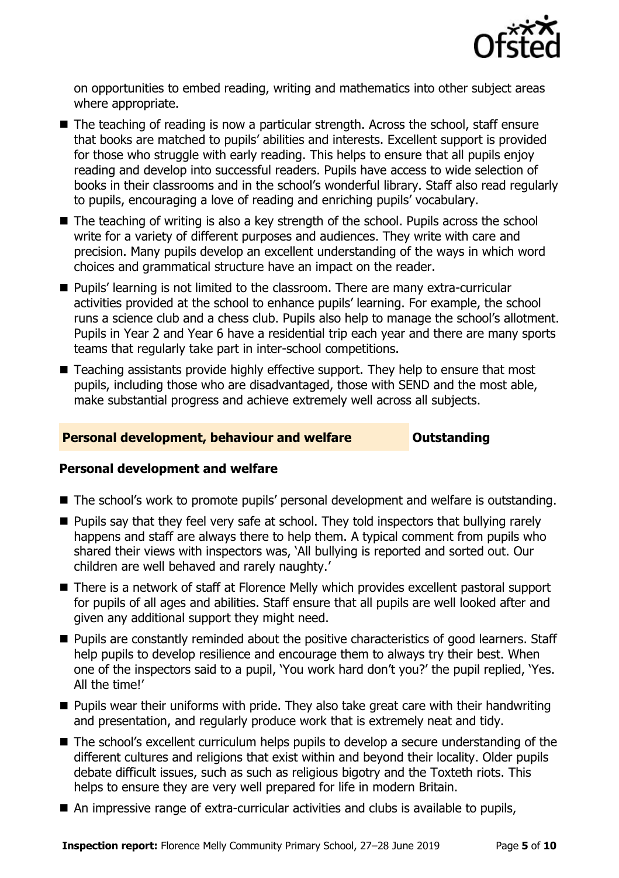on opportunities to embed reading, writing and mathematics into other subject areas where appropriate.

- The teaching of reading is now a particular strength. Across the school, staff ensure that books are matched to pupils' abilities and interests. Excellent support is provided for those who struggle with early reading. This helps to ensure that all pupils enjoy reading and develop into successful readers. Pupils have access to wide selection of books in their classrooms and in the school's wonderful library. Staff also read regularly to pupils, encouraging a love of reading and enriching pupils' vocabulary.
- The teaching of writing is also a key strength of the school. Pupils across the school write for a variety of different purposes and audiences. They write with care and precision. Many pupils develop an excellent understanding of the ways in which word choices and grammatical structure have an impact on the reader.
- Pupils' learning is not limited to the classroom. There are many extra-curricular activities provided at the school to enhance pupils' learning. For example, the school runs a science club and a chess club. Pupils also help to manage the school's allotment. Pupils in Year 2 and Year 6 have a residential trip each year and there are many sports teams that regularly take part in inter-school competitions.
- Teaching assistants provide highly effective support. They help to ensure that most pupils, including those who are disadvantaged, those with SEND and the most able, make substantial progress and achieve extremely well across all subjects.

## Personal development, behaviour and welfare — Outstanding

### Personal development and welfare

- The school's work to promote pupils' personal development and welfare is outstanding.
- Pupils say that they feel very safe at school. They told inspectors that bullying rarely happens and staff are always there to help them. A typical comment from pupils who shared their views with inspectors was, 'All bullying is reported and sorted out. Our children are well behaved and rarely naughty.'
- There is a network of staff at Florence Melly which provides excellent pastoral support for pupils of all ages and abilities. Staff ensure that all pupils are well looked after and given any additional support they might need.
- Pupils are constantly reminded about the positive characteristics of good learners. Staff help pupils to develop resilience and encourage them to always try their best. When one of the inspectors said to a pupil, 'You work hard don't you?' the pupil replied, 'Yes. All the time!'
- Pupils wear their uniforms with pride. They also take great care with their handwriting and presentation, and regularly produce work that is extremely neat and tidy.
- The school's excellent curriculum helps pupils to develop a secure understanding of the different cultures and religions that exist within and beyond their locality. Older pupils debate difficult issues, such as such as religious bigotry and the Toxteth riots. This helps to ensure they are very well prepared for life in modern Britain.
- An impressive range of extra-curricular activities and clubs is available to pupils,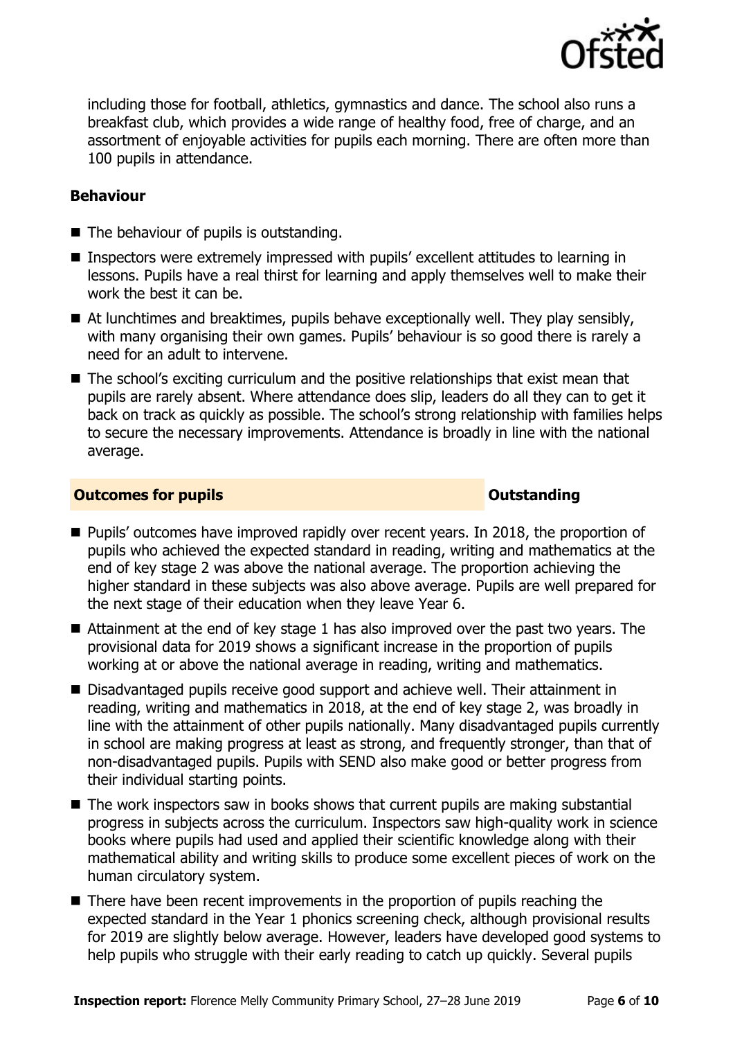including those for football, athletics, gymnastics and dance. The school also runs a breakfast club, which provides a wide range of healthy food, free of charge, and an assortment of enjoyable activities for pupils each morning. There are often more than 100 pupils in attendance.

### Behaviour

- The behaviour of pupils is outstanding.
- Inspectors were extremely impressed with pupils' excellent attitudes to learning in lessons. Pupils have a real thirst for learning and apply themselves well to make their work the best it can be.
- At lunchtimes and breaktimes, pupils behave exceptionally well. They play sensibly, with many organising their own games. Pupils' behaviour is so good there is rarely a need for an adult to intervene.
- The school's exciting curriculum and the positive relationships that exist mean that pupils are rarely absent. Where attendance does slip, leaders do all they can to get it back on track as quickly as possible. The school's strong relationship with families helps to secure the necessary improvements. Attendance is broadly in line with the national average.

## Outcomes for pupils — Outstanding

- Pupils' outcomes have improved rapidly over recent years. In 2018, the proportion of pupils who achieved the expected standard in reading, writing and mathematics at the end of key stage 2 was above the national average. The proportion achieving the higher standard in these subjects was also above average. Pupils are well prepared for the next stage of their education when they leave Year 6.
- Attainment at the end of key stage 1 has also improved over the past two years. The provisional data for 2019 shows a significant increase in the proportion of pupils working at or above the national average in reading, writing and mathematics.
- Disadvantaged pupils receive good support and achieve well. Their attainment in reading, writing and mathematics in 2018, at the end of key stage 2, was broadly in line with the attainment of other pupils nationally. Many disadvantaged pupils currently in school are making progress at least as strong, and frequently stronger, than that of non-disadvantaged pupils. Pupils with SEND also make good or better progress from their individual starting points.
- The work inspectors saw in books shows that current pupils are making substantial progress in subjects across the curriculum. Inspectors saw high-quality work in science books where pupils had used and applied their scientific knowledge along with their mathematical ability and writing skills to produce some excellent pieces of work on the human circulatory system.
- There have been recent improvements in the proportion of pupils reaching the expected standard in the Year 1 phonics screening check, although provisional results for 2019 are slightly below average. However, leaders have developed good systems to help pupils who struggle with their early reading to catch up quickly. Several pupils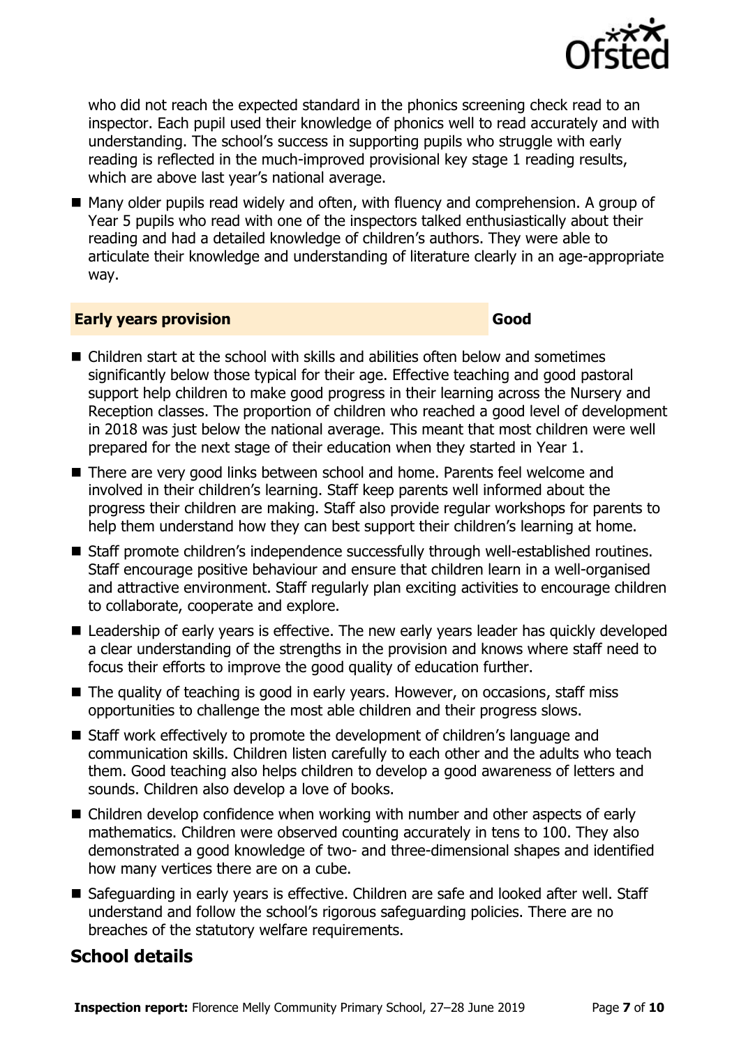who did not reach the expected standard in the phonics screening check read to an inspector. Each pupil used their knowledge of phonics well to read accurately and with understanding. The school's success in supporting pupils who struggle with early reading is reflected in the much-improved provisional key stage 1 reading results, which are above last year's national average.

- Many older pupils read widely and often, with fluency and comprehension. A group of Year 5 pupils who read with one of the inspectors talked enthusiastically about their reading and had a detailed knowledge of children's authors. They were able to articulate their knowledge and understanding of literature clearly in an age-appropriate way.

| **Early years provision** | **Good** |
| --- | --- |

- Children start at the school with skills and abilities often below and sometimes significantly below those typical for their age. Effective teaching and good pastoral support help children to make good progress in their learning across the Nursery and Reception classes. The proportion of children who reached a good level of development in 2018 was just below the national average. This meant that most children were well prepared for the next stage of their education when they started in Year 1.
- There are very good links between school and home. Parents feel welcome and involved in their children's learning. Staff keep parents well informed about the progress their children are making. Staff also provide regular workshops for parents to help them understand how they can best support their children's learning at home.
- Staff promote children's independence successfully through well-established routines. Staff encourage positive behaviour and ensure that children learn in a well-organised and attractive environment. Staff regularly plan exciting activities to encourage children to collaborate, cooperate and explore.
- Leadership of early years is effective. The new early years leader has quickly developed a clear understanding of the strengths in the provision and knows where staff need to focus their efforts to improve the good quality of education further.
- The quality of teaching is good in early years. However, on occasions, staff miss opportunities to challenge the most able children and their progress slows.
- Staff work effectively to promote the development of children's language and communication skills. Children listen carefully to each other and the adults who teach them. Good teaching also helps children to develop a good awareness of letters and sounds. Children also develop a love of books.
- Children develop confidence when working with number and other aspects of early mathematics. Children were observed counting accurately in tens to 100. They also demonstrated a good knowledge of two- and three-dimensional shapes and identified how many vertices there are on a cube.
- Safeguarding in early years is effective. Children are safe and looked after well. Staff understand and follow the school's rigorous safeguarding policies. There are no breaches of the statutory welfare requirements.

## School details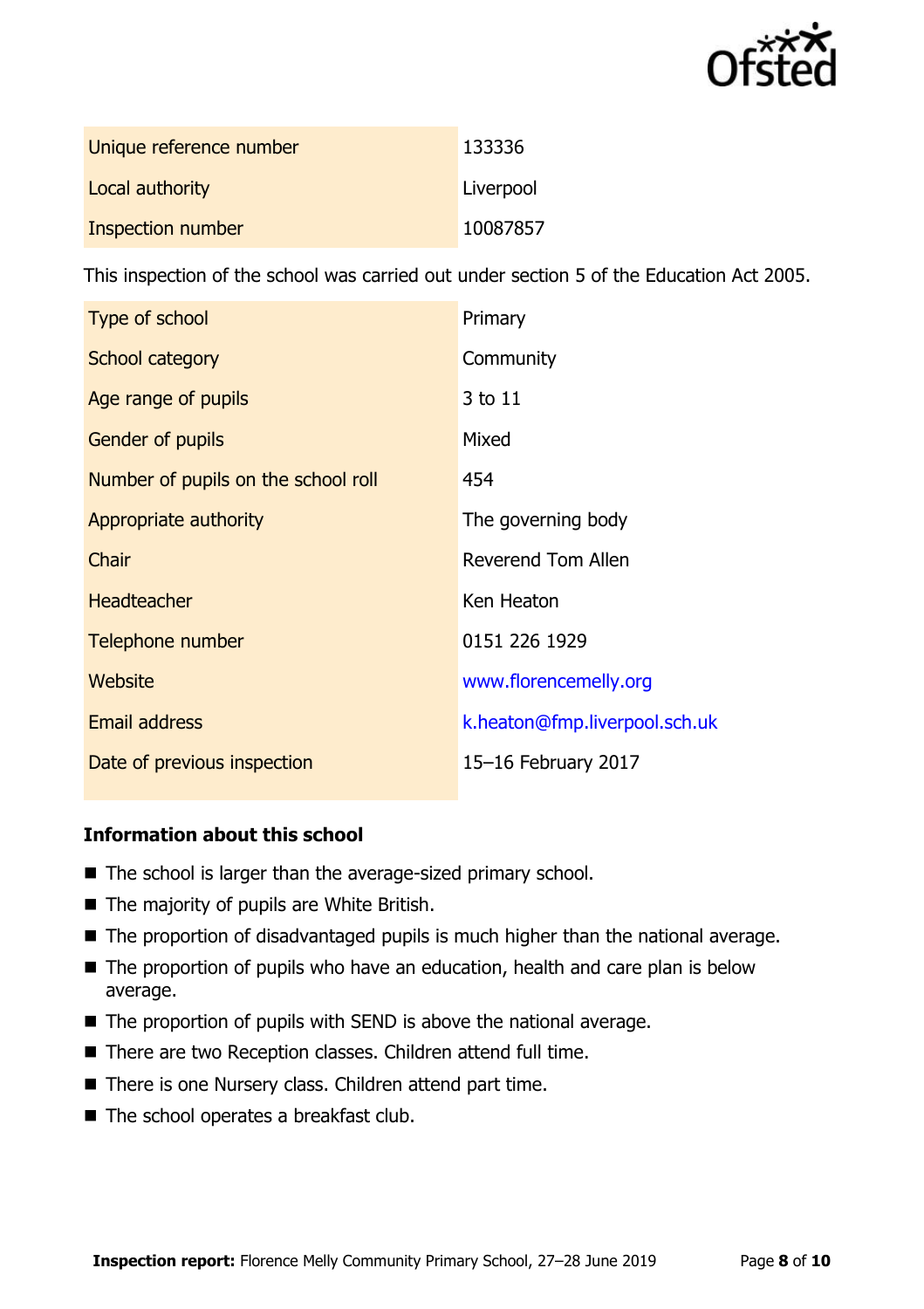| | |
|---|---|
| Unique reference number | 133336 |
| Local authority | Liverpool |
| Inspection number | 10087857 |

This inspection of the school was carried out under section 5 of the Education Act 2005.

| | |
|---|---|
| Type of school | Primary |
| School category | Community |
| Age range of pupils | 3 to 11 |
| Gender of pupils | Mixed |
| Number of pupils on the school roll | 454 |
| Appropriate authority | The governing body |
| Chair | Reverend Tom Allen |
| Headteacher | Ken Heaton |
| Telephone number | 0151 226 1929 |
| Website | www.florencemelly.org |
| Email address | k.heaton@fmp.liverpool.sch.uk |
| Date of previous inspection | 15–16 February 2017 |

## Information about this school

- The school is larger than the average-sized primary school.
- The majority of pupils are White British.
- The proportion of disadvantaged pupils is much higher than the national average.
- The proportion of pupils who have an education, health and care plan is below average.
- The proportion of pupils with SEND is above the national average.
- There are two Reception classes. Children attend full time.
- There is one Nursery class. Children attend part time.
- The school operates a breakfast club.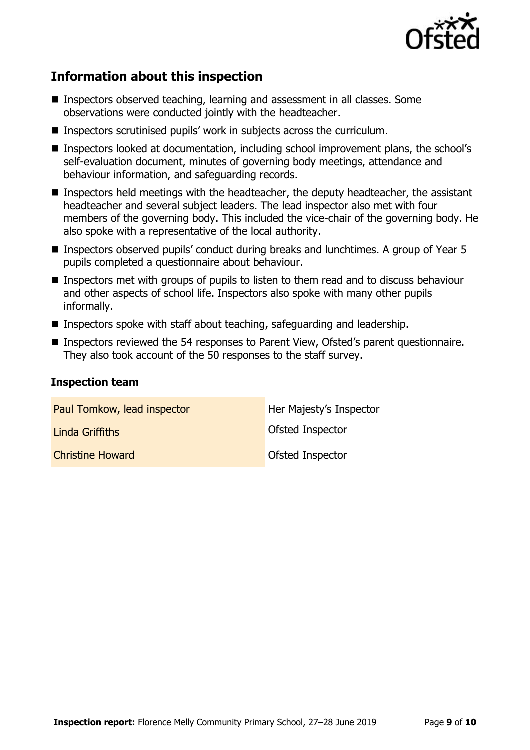## Information about this inspection

- Inspectors observed teaching, learning and assessment in all classes. Some observations were conducted jointly with the headteacher.
- Inspectors scrutinised pupils' work in subjects across the curriculum.
- Inspectors looked at documentation, including school improvement plans, the school's self-evaluation document, minutes of governing body meetings, attendance and behaviour information, and safeguarding records.
- Inspectors held meetings with the headteacher, the deputy headteacher, the assistant headteacher and several subject leaders. The lead inspector also met with four members of the governing body. This included the vice-chair of the governing body. He also spoke with a representative of the local authority.
- Inspectors observed pupils' conduct during breaks and lunchtimes. A group of Year 5 pupils completed a questionnaire about behaviour.
- Inspectors met with groups of pupils to listen to them read and to discuss behaviour and other aspects of school life. Inspectors also spoke with many other pupils informally.
- Inspectors spoke with staff about teaching, safeguarding and leadership.
- Inspectors reviewed the 54 responses to Parent View, Ofsted's parent questionnaire. They also took account of the 50 responses to the staff survey.

### Inspection team

| | |
|---|---|
| Paul Tomkow, lead inspector | Her Majesty's Inspector |
| Linda Griffiths | Ofsted Inspector |
| Christine Howard | Ofsted Inspector |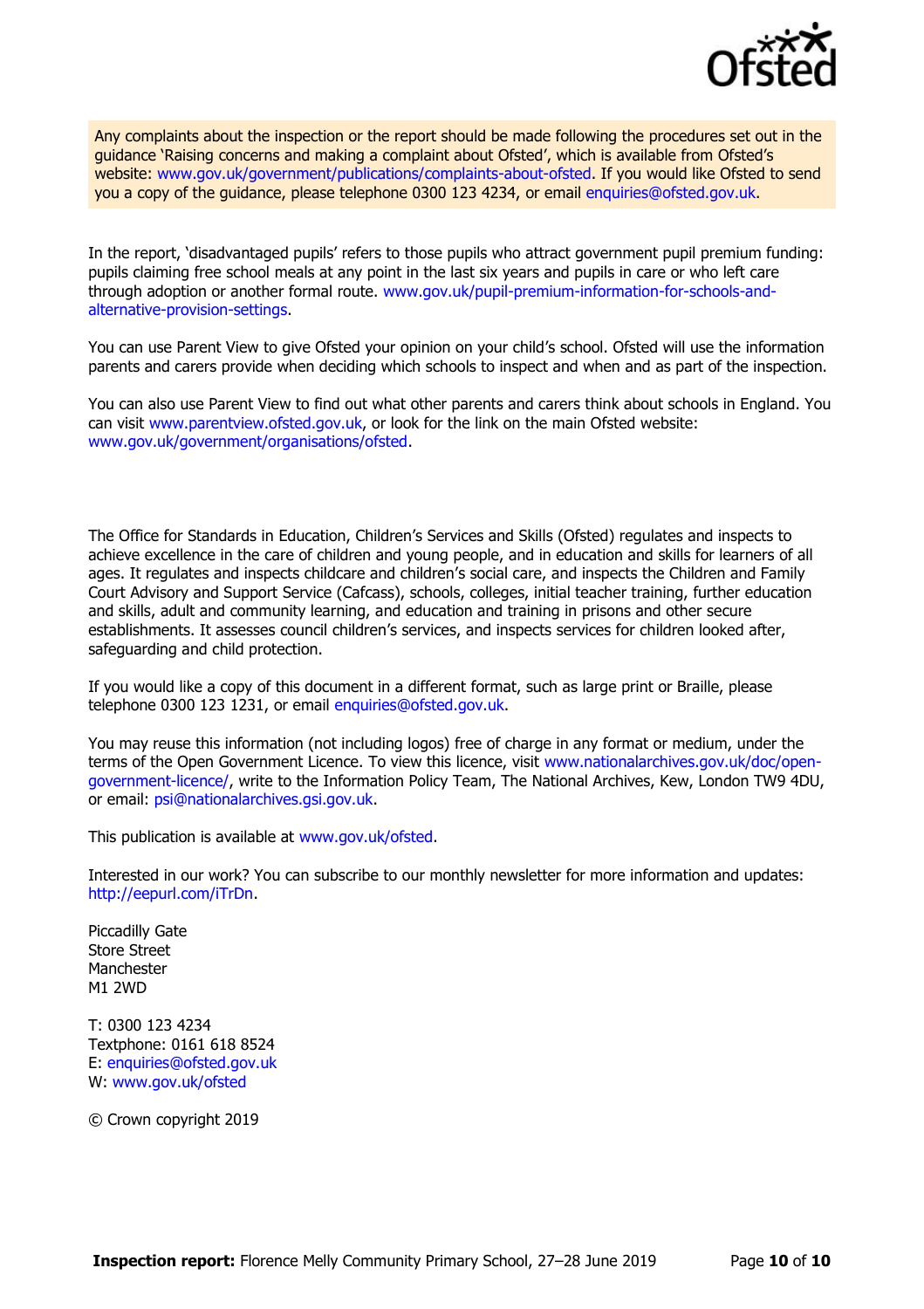Any complaints about the inspection or the report should be made following the procedures set out in the guidance 'Raising concerns and making a complaint about Ofsted', which is available from Ofsted's website: www.gov.uk/government/publications/complaints-about-ofsted. If you would like Ofsted to send you a copy of the guidance, please telephone 0300 123 4234, or email enquiries@ofsted.gov.uk.

In the report, 'disadvantaged pupils' refers to those pupils who attract government pupil premium funding: pupils claiming free school meals at any point in the last six years and pupils in care or who left care through adoption or another formal route. www.gov.uk/pupil-premium-information-for-schools-and-alternative-provision-settings.

You can use Parent View to give Ofsted your opinion on your child's school. Ofsted will use the information parents and carers provide when deciding which schools to inspect and when and as part of the inspection.

You can also use Parent View to find out what other parents and carers think about schools in England. You can visit www.parentview.ofsted.gov.uk, or look for the link on the main Ofsted website: www.gov.uk/government/organisations/ofsted.

The Office for Standards in Education, Children's Services and Skills (Ofsted) regulates and inspects to achieve excellence in the care of children and young people, and in education and skills for learners of all ages. It regulates and inspects childcare and children's social care, and inspects the Children and Family Court Advisory and Support Service (Cafcass), schools, colleges, initial teacher training, further education and skills, adult and community learning, and education and training in prisons and other secure establishments. It assesses council children's services, and inspects services for children looked after, safeguarding and child protection.

If you would like a copy of this document in a different format, such as large print or Braille, please telephone 0300 123 1231, or email enquiries@ofsted.gov.uk.

You may reuse this information (not including logos) free of charge in any format or medium, under the terms of the Open Government Licence. To view this licence, visit www.nationalarchives.gov.uk/doc/open-government-licence/, write to the Information Policy Team, The National Archives, Kew, London TW9 4DU, or email: psi@nationalarchives.gsi.gov.uk.

This publication is available at www.gov.uk/ofsted.

Interested in our work? You can subscribe to our monthly newsletter for more information and updates: http://eepurl.com/iTrDn.

Piccadilly Gate  
Store Street  
Manchester  
M1 2WD

T: 0300 123 4234  
Textphone: 0161 618 8524  
E: enquiries@ofsted.gov.uk  
W: www.gov.uk/ofsted

© Crown copyright 2019